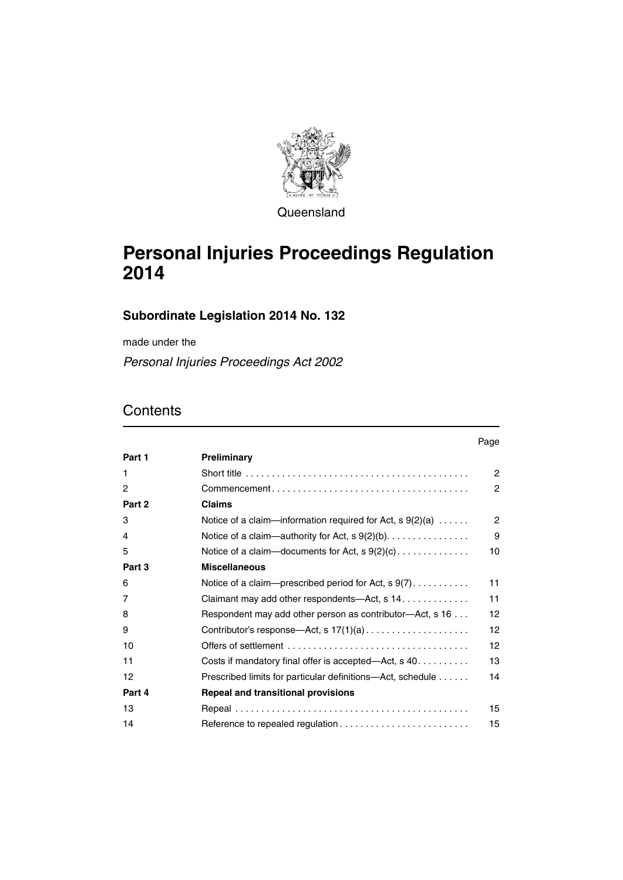Queensland

# Personal Injuries Proceedings Regulation 2014

## Subordinate Legislation 2014 No. 132

made under the

*Personal Injuries Proceedings Act 2002*

## Contents

| | | Page |
|---|---|---|
| **Part 1** | **Preliminary** | |
| 1 | Short title | 2 |
| 2 | Commencement | 2 |
| **Part 2** | **Claims** | |
| 3 | Notice of a claim—information required for Act, s 9(2)(a) | 2 |
| 4 | Notice of a claim—authority for Act, s 9(2)(b) | 9 |
| 5 | Notice of a claim—documents for Act, s 9(2)(c) | 10 |
| **Part 3** | **Miscellaneous** | |
| 6 | Notice of a claim—prescribed period for Act, s 9(7) | 11 |
| 7 | Claimant may add other respondents—Act, s 14 | 11 |
| 8 | Respondent may add other person as contributor—Act, s 16 | 12 |
| 9 | Contributor's response—Act, s 17(1)(a) | 12 |
| 10 | Offers of settlement | 12 |
| 11 | Costs if mandatory final offer is accepted—Act, s 40 | 13 |
| 12 | Prescribed limits for particular definitions—Act, schedule | 14 |
| **Part 4** | **Repeal and transitional provisions** | |
| 13 | Repeal | 15 |
| 14 | Reference to repealed regulation | 15 |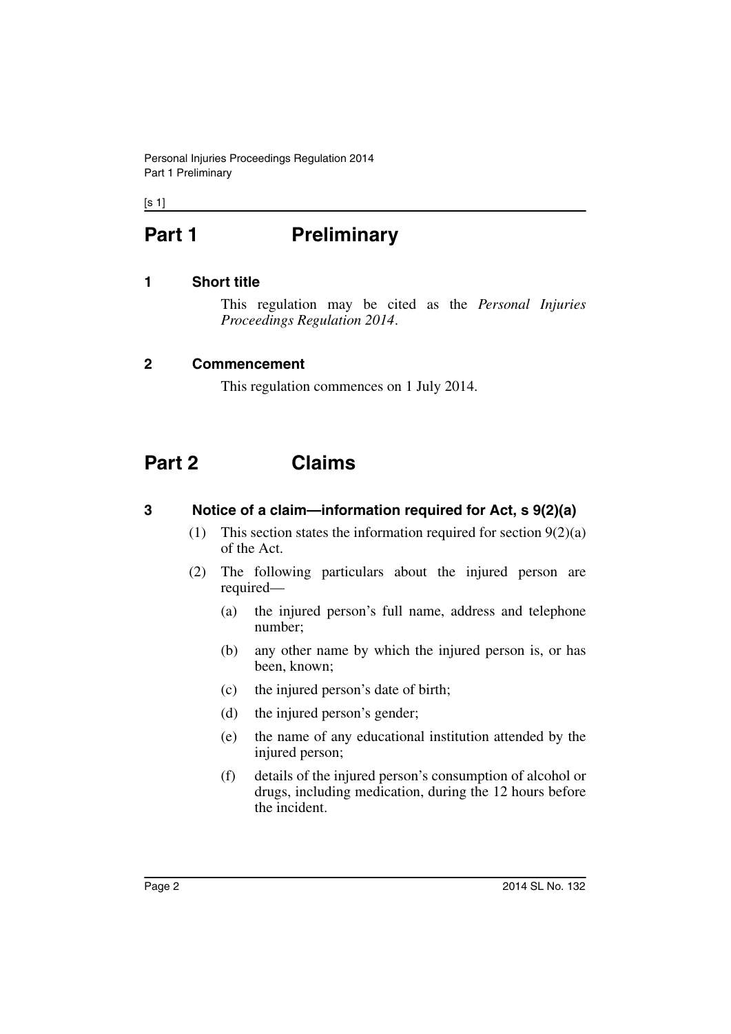# Part 1 Preliminary

## 1 Short title

This regulation may be cited as the *Personal Injuries Proceedings Regulation 2014*.

## 2 Commencement

This regulation commences on 1 July 2014.

# Part 2 Claims

## 3 Notice of a claim—information required for Act, s 9(2)(a)

(1) This section states the information required for section 9(2)(a) of the Act.

(2) The following particulars about the injured person are required—

(a) the injured person's full name, address and telephone number;

(b) any other name by which the injured person is, or has been, known;

(c) the injured person's date of birth;

(d) the injured person's gender;

(e) the name of any educational institution attended by the injured person;

(f) details of the injured person's consumption of alcohol or drugs, including medication, during the 12 hours before the incident.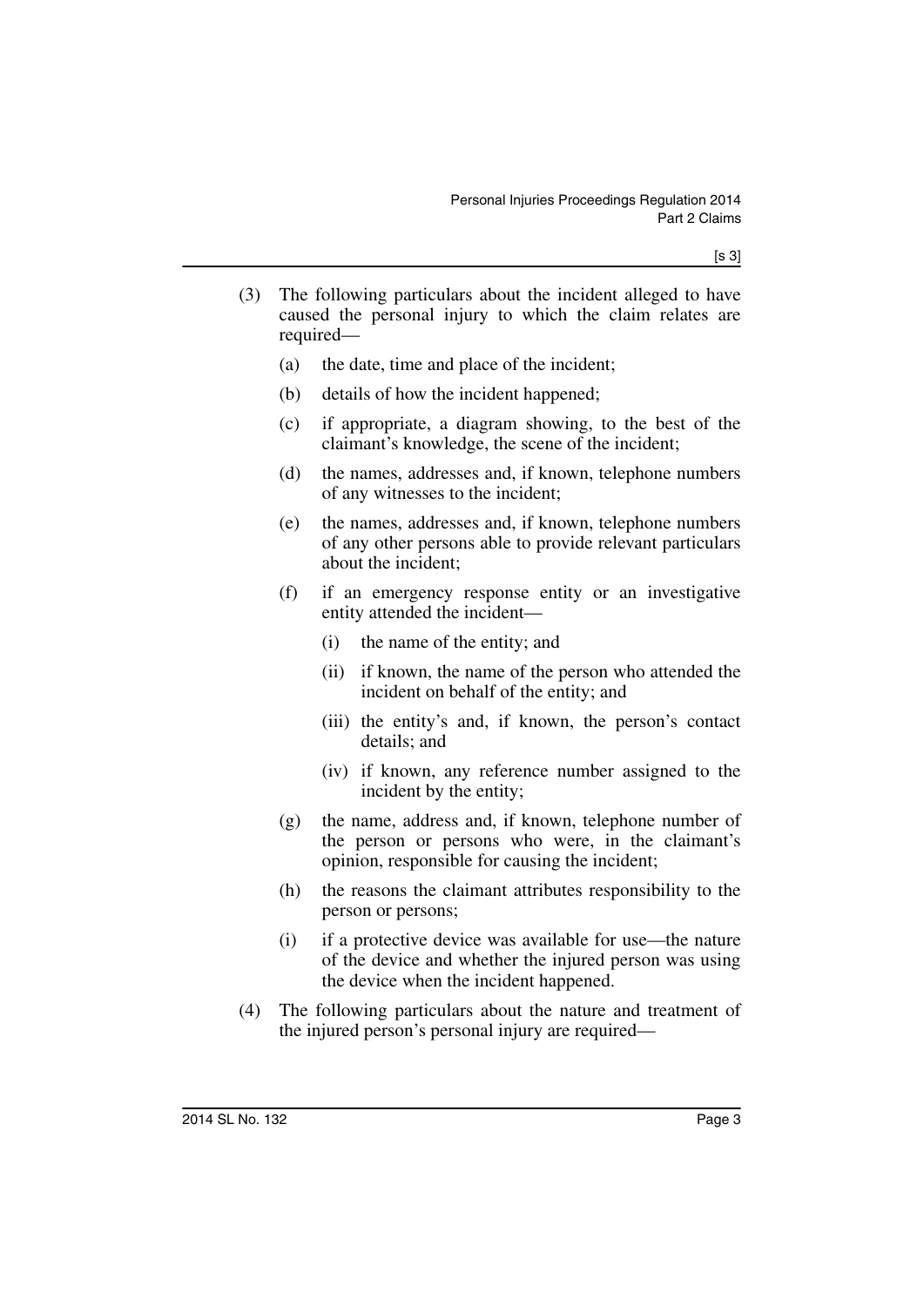(3) The following particulars about the incident alleged to have caused the personal injury to which the claim relates are required—

(a) the date, time and place of the incident;

(b) details of how the incident happened;

(c) if appropriate, a diagram showing, to the best of the claimant's knowledge, the scene of the incident;

(d) the names, addresses and, if known, telephone numbers of any witnesses to the incident;

(e) the names, addresses and, if known, telephone numbers of any other persons able to provide relevant particulars about the incident;

(f) if an emergency response entity or an investigative entity attended the incident—

(i) the name of the entity; and

(ii) if known, the name of the person who attended the incident on behalf of the entity; and

(iii) the entity's and, if known, the person's contact details; and

(iv) if known, any reference number assigned to the incident by the entity;

(g) the name, address and, if known, telephone number of the person or persons who were, in the claimant's opinion, responsible for causing the incident;

(h) the reasons the claimant attributes responsibility to the person or persons;

(i) if a protective device was available for use—the nature of the device and whether the injured person was using the device when the incident happened.

(4) The following particulars about the nature and treatment of the injured person's personal injury are required—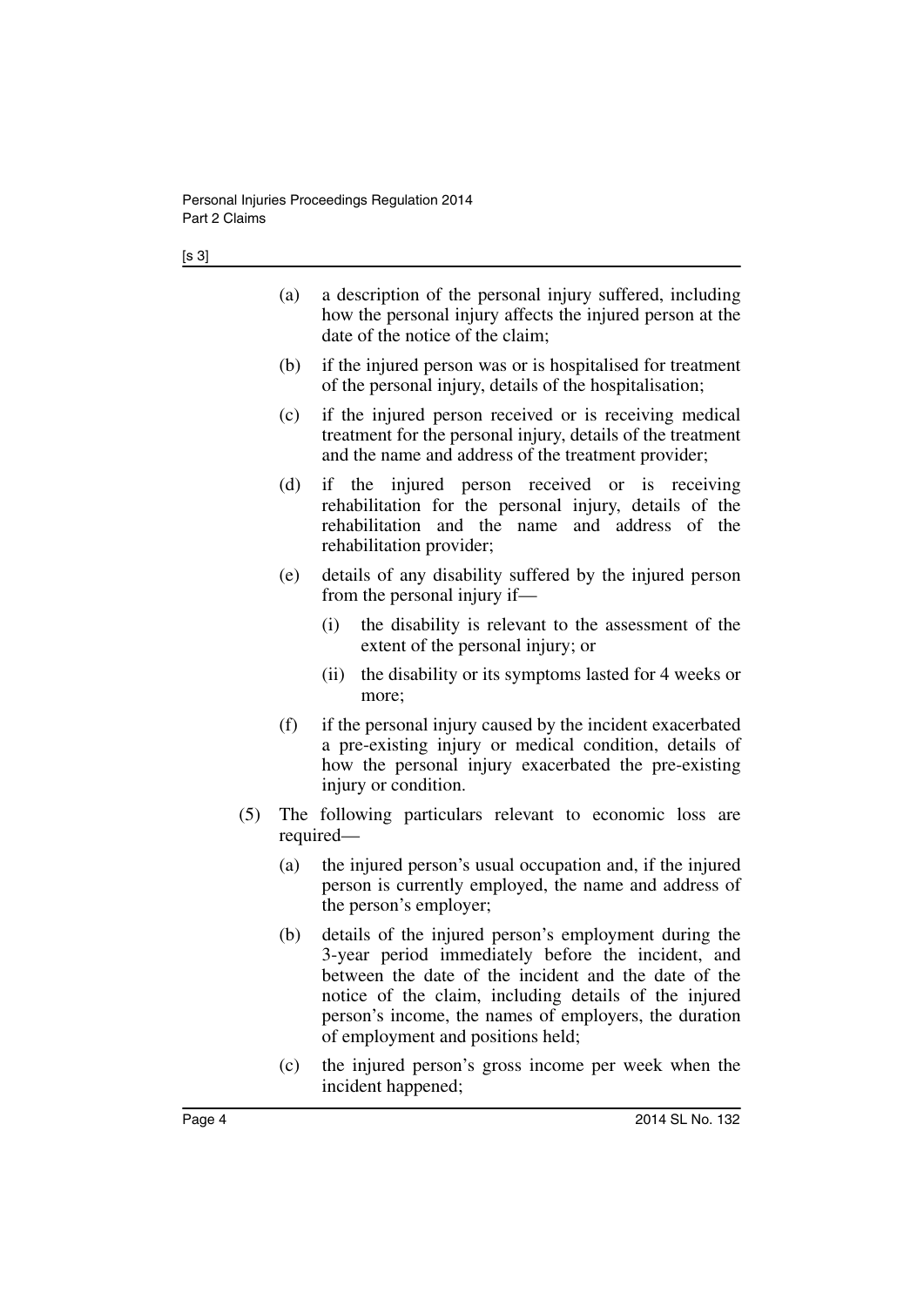(a) a description of the personal injury suffered, including how the personal injury affects the injured person at the date of the notice of the claim;

(b) if the injured person was or is hospitalised for treatment of the personal injury, details of the hospitalisation;

(c) if the injured person received or is receiving medical treatment for the personal injury, details of the treatment and the name and address of the treatment provider;

(d) if the injured person received or is receiving rehabilitation for the personal injury, details of the rehabilitation and the name and address of the rehabilitation provider;

(e) details of any disability suffered by the injured person from the personal injury if—

 (i) the disability is relevant to the assessment of the extent of the personal injury; or

 (ii) the disability or its symptoms lasted for 4 weeks or more;

(f) if the personal injury caused by the incident exacerbated a pre-existing injury or medical condition, details of how the personal injury exacerbated the pre-existing injury or condition.

(5) The following particulars relevant to economic loss are required—

(a) the injured person's usual occupation and, if the injured person is currently employed, the name and address of the person's employer;

(b) details of the injured person's employment during the 3-year period immediately before the incident, and between the date of the incident and the date of the notice of the claim, including details of the injured person's income, the names of employers, the duration of employment and positions held;

(c) the injured person's gross income per week when the incident happened;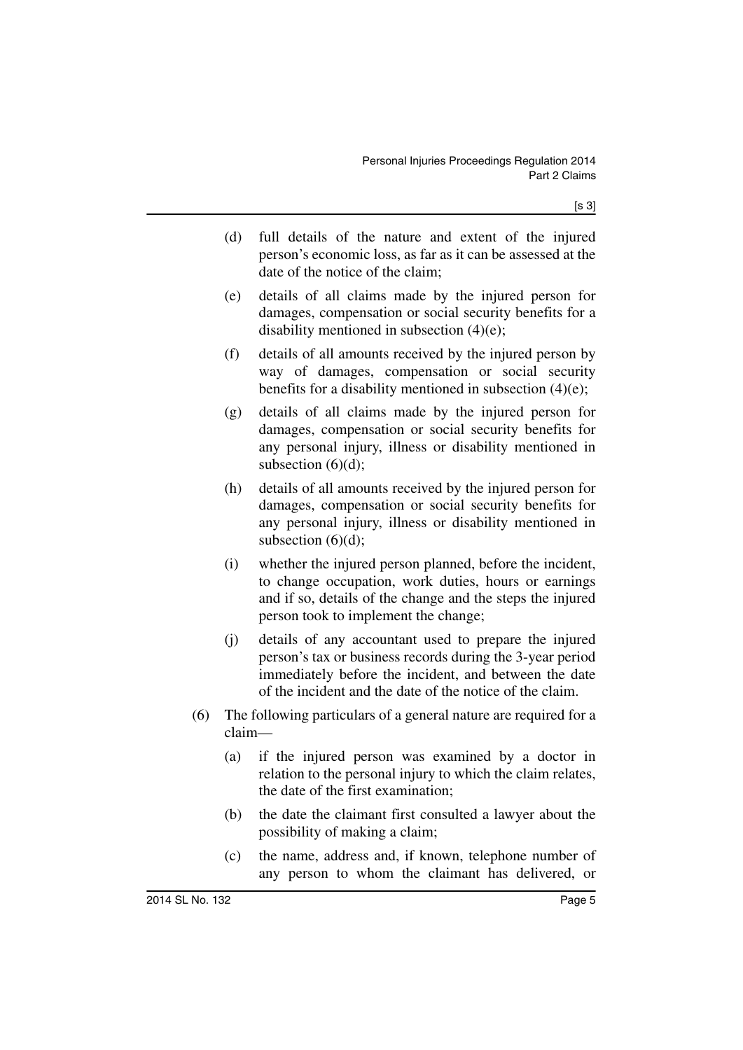(d) full details of the nature and extent of the injured person's economic loss, as far as it can be assessed at the date of the notice of the claim;

(e) details of all claims made by the injured person for damages, compensation or social security benefits for a disability mentioned in subsection (4)(e);

(f) details of all amounts received by the injured person by way of damages, compensation or social security benefits for a disability mentioned in subsection (4)(e);

(g) details of all claims made by the injured person for damages, compensation or social security benefits for any personal injury, illness or disability mentioned in subsection (6)(d);

(h) details of all amounts received by the injured person for damages, compensation or social security benefits for any personal injury, illness or disability mentioned in subsection (6)(d);

(i) whether the injured person planned, before the incident, to change occupation, work duties, hours or earnings and if so, details of the change and the steps the injured person took to implement the change;

(j) details of any accountant used to prepare the injured person's tax or business records during the 3-year period immediately before the incident, and between the date of the incident and the date of the notice of the claim.

(6) The following particulars of a general nature are required for a claim—

(a) if the injured person was examined by a doctor in relation to the personal injury to which the claim relates, the date of the first examination;

(b) the date the claimant first consulted a lawyer about the possibility of making a claim;

(c) the name, address and, if known, telephone number of any person to whom the claimant has delivered, or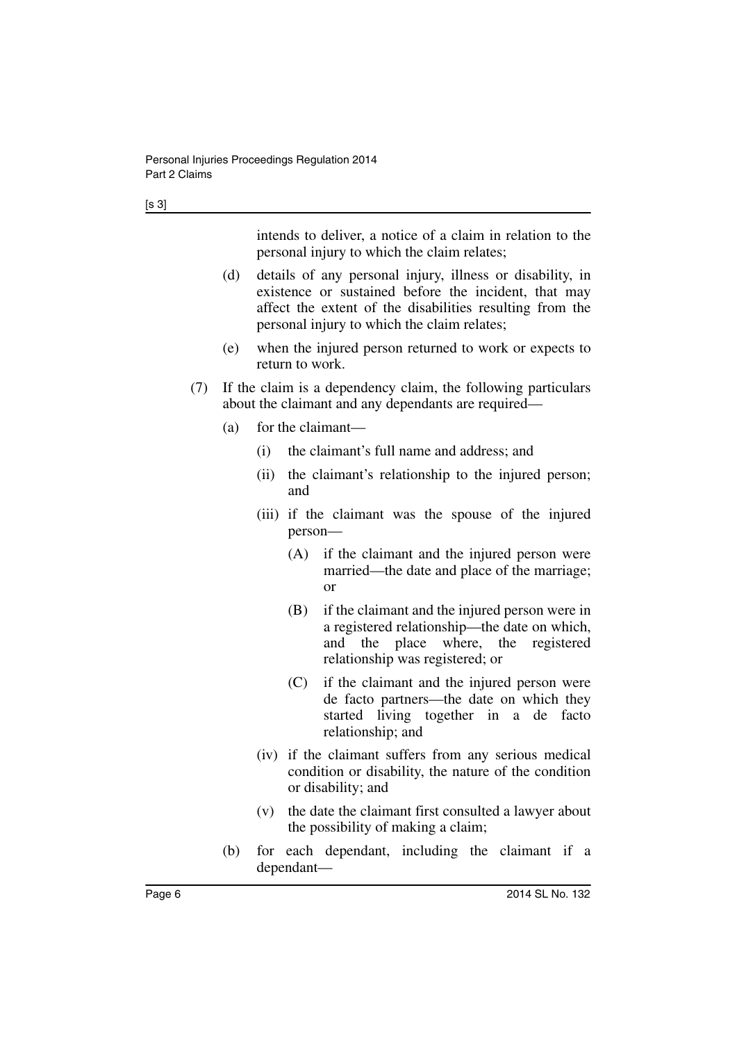intends to deliver, a notice of a claim in relation to the personal injury to which the claim relates;

(d) details of any personal injury, illness or disability, in existence or sustained before the incident, that may affect the extent of the disabilities resulting from the personal injury to which the claim relates;

(e) when the injured person returned to work or expects to return to work.

(7) If the claim is a dependency claim, the following particulars about the claimant and any dependants are required—

(a) for the claimant—

(i) the claimant's full name and address; and

(ii) the claimant's relationship to the injured person; and

(iii) if the claimant was the spouse of the injured person—

(A) if the claimant and the injured person were married—the date and place of the marriage; or

(B) if the claimant and the injured person were in a registered relationship—the date on which, and the place where, the registered relationship was registered; or

(C) if the claimant and the injured person were de facto partners—the date on which they started living together in a de facto relationship; and

(iv) if the claimant suffers from any serious medical condition or disability, the nature of the condition or disability; and

(v) the date the claimant first consulted a lawyer about the possibility of making a claim;

(b) for each dependant, including the claimant if a dependant—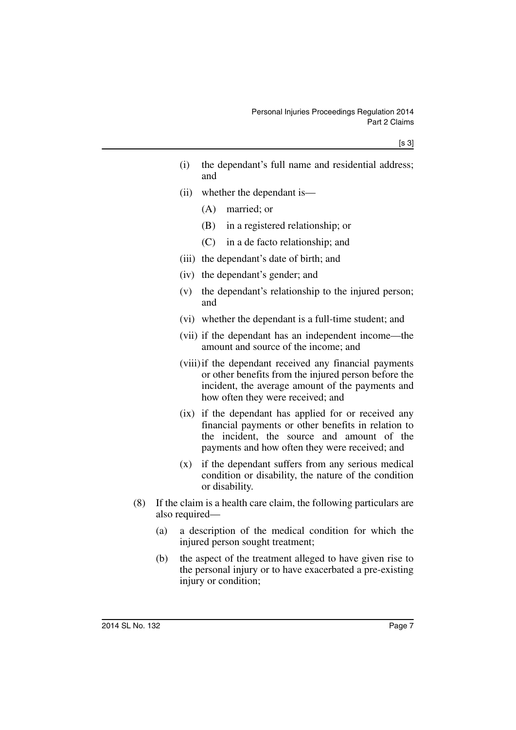- (i) the dependant's full name and residential address; and
- (ii) whether the dependant is—
  - (A) married; or
  - (B) in a registered relationship; or
  - (C) in a de facto relationship; and
- (iii) the dependant's date of birth; and
- (iv) the dependant's gender; and
- (v) the dependant's relationship to the injured person; and
- (vi) whether the dependant is a full-time student; and
- (vii) if the dependant has an independent income—the amount and source of the income; and
- (viii) if the dependant received any financial payments or other benefits from the injured person before the incident, the average amount of the payments and how often they were received; and
- (ix) if the dependant has applied for or received any financial payments or other benefits in relation to the incident, the source and amount of the payments and how often they were received; and
- (x) if the dependant suffers from any serious medical condition or disability, the nature of the condition or disability.

(8) If the claim is a health care claim, the following particulars are also required—

- (a) a description of the medical condition for which the injured person sought treatment;
- (b) the aspect of the treatment alleged to have given rise to the personal injury or to have exacerbated a pre-existing injury or condition;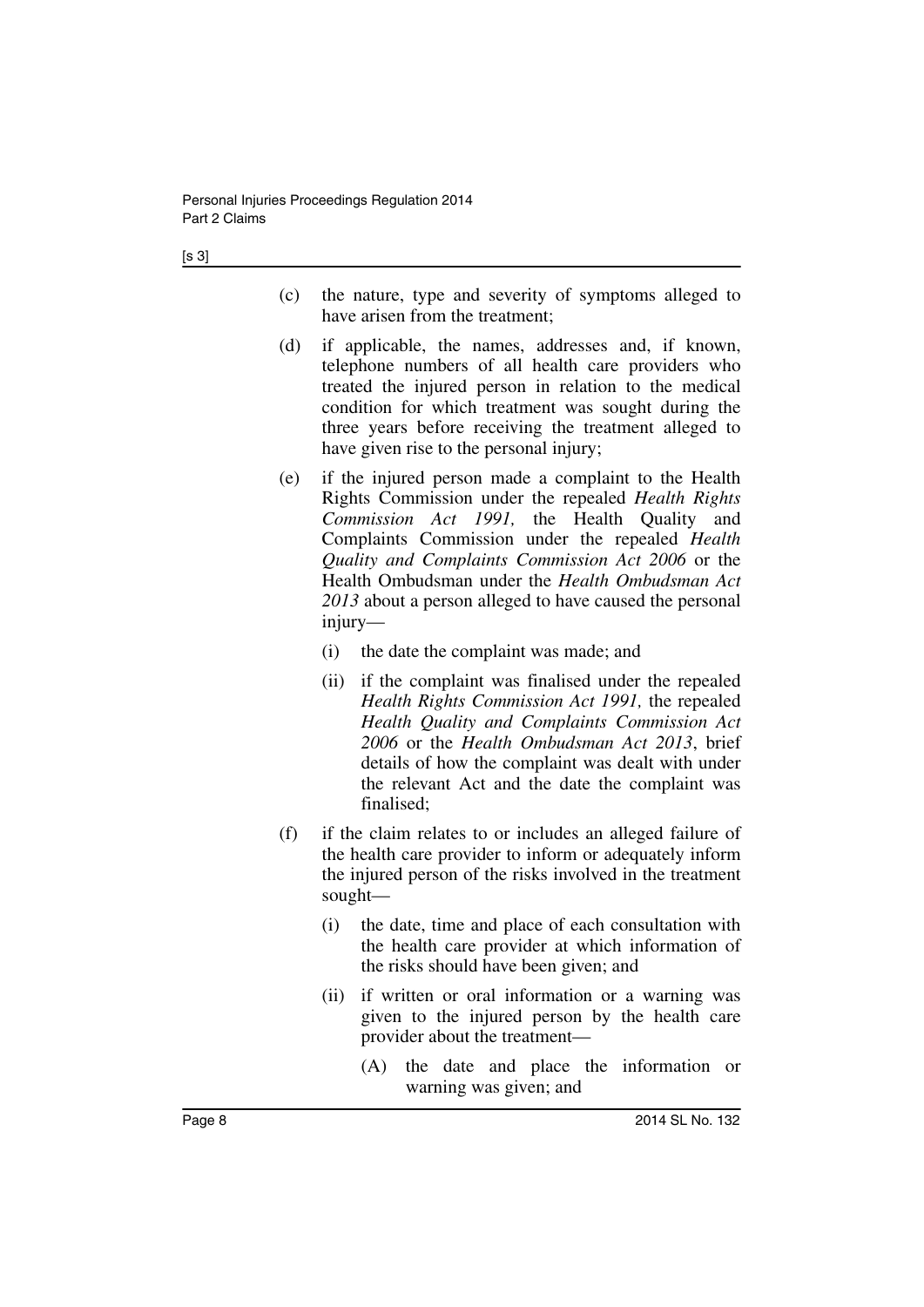(c) the nature, type and severity of symptoms alleged to have arisen from the treatment;

(d) if applicable, the names, addresses and, if known, telephone numbers of all health care providers who treated the injured person in relation to the medical condition for which treatment was sought during the three years before receiving the treatment alleged to have given rise to the personal injury;

(e) if the injured person made a complaint to the Health Rights Commission under the repealed *Health Rights Commission Act 1991,* the Health Quality and Complaints Commission under the repealed *Health Quality and Complaints Commission Act 2006* or the Health Ombudsman under the *Health Ombudsman Act 2013* about a person alleged to have caused the personal injury—

  (i) the date the complaint was made; and

  (ii) if the complaint was finalised under the repealed *Health Rights Commission Act 1991,* the repealed *Health Quality and Complaints Commission Act 2006* or the *Health Ombudsman Act 2013*, brief details of how the complaint was dealt with under the relevant Act and the date the complaint was finalised;

(f) if the claim relates to or includes an alleged failure of the health care provider to inform or adequately inform the injured person of the risks involved in the treatment sought—

  (i) the date, time and place of each consultation with the health care provider at which information of the risks should have been given; and

  (ii) if written or oral information or a warning was given to the injured person by the health care provider about the treatment—

    (A) the date and place the information or warning was given; and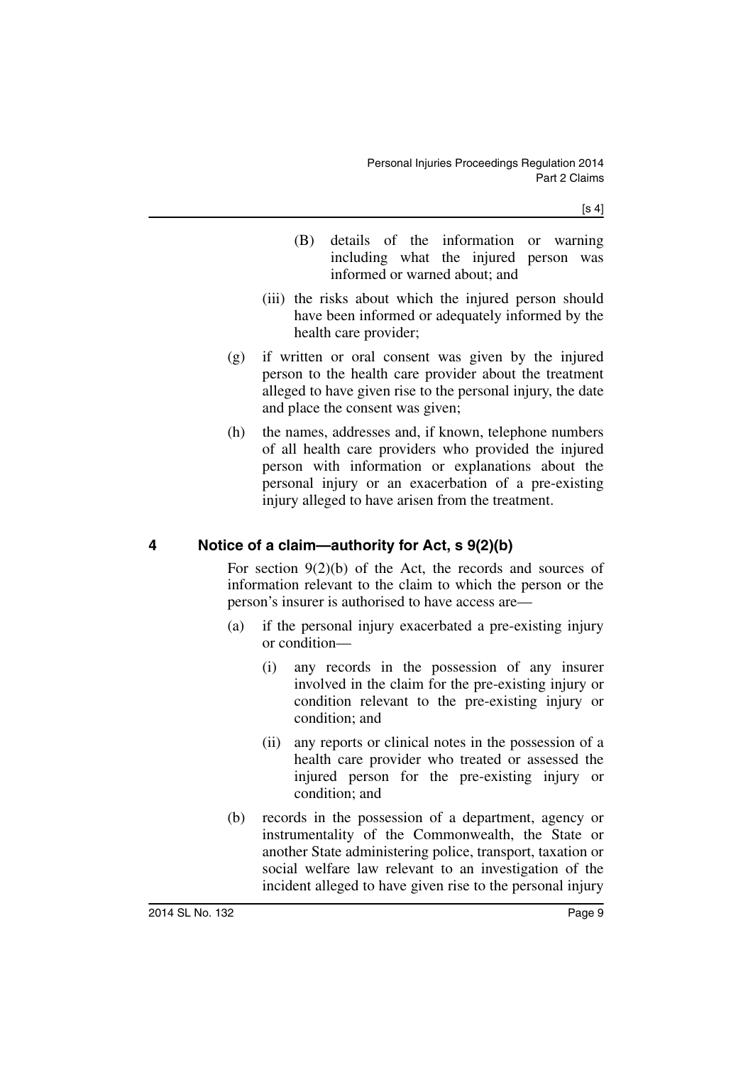(B) details of the information or warning including what the injured person was informed or warned about; and

(iii) the risks about which the injured person should have been informed or adequately informed by the health care provider;

(g) if written or oral consent was given by the injured person to the health care provider about the treatment alleged to have given rise to the personal injury, the date and place the consent was given;

(h) the names, addresses and, if known, telephone numbers of all health care providers who provided the injured person with information or explanations about the personal injury or an exacerbation of a pre-existing injury alleged to have arisen from the treatment.

## 4 Notice of a claim—authority for Act, s 9(2)(b)

For section 9(2)(b) of the Act, the records and sources of information relevant to the claim to which the person or the person's insurer is authorised to have access are—

(a) if the personal injury exacerbated a pre-existing injury or condition—

(i) any records in the possession of any insurer involved in the claim for the pre-existing injury or condition relevant to the pre-existing injury or condition; and

(ii) any reports or clinical notes in the possession of a health care provider who treated or assessed the injured person for the pre-existing injury or condition; and

(b) records in the possession of a department, agency or instrumentality of the Commonwealth, the State or another State administering police, transport, taxation or social welfare law relevant to an investigation of the incident alleged to have given rise to the personal injury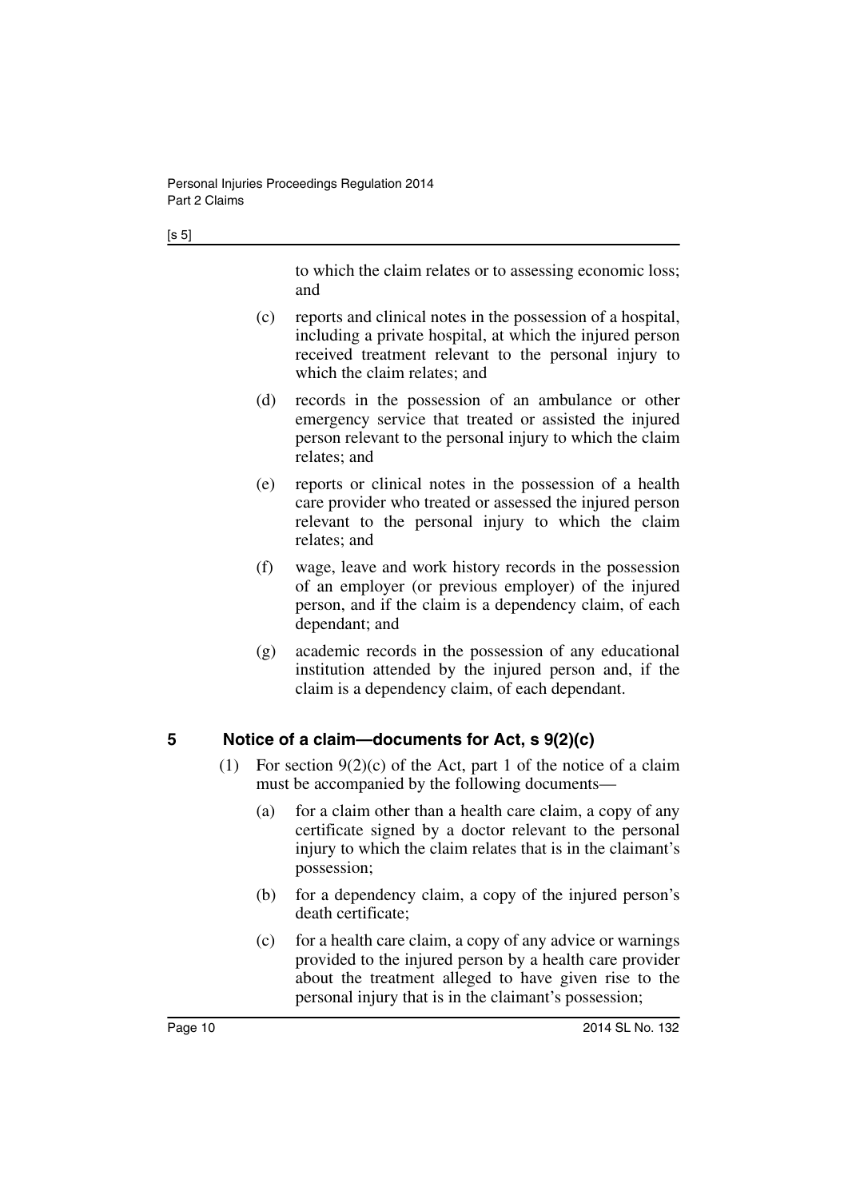to which the claim relates or to assessing economic loss; and

(c) reports and clinical notes in the possession of a hospital, including a private hospital, at which the injured person received treatment relevant to the personal injury to which the claim relates; and

(d) records in the possession of an ambulance or other emergency service that treated or assisted the injured person relevant to the personal injury to which the claim relates; and

(e) reports or clinical notes in the possession of a health care provider who treated or assessed the injured person relevant to the personal injury to which the claim relates; and

(f) wage, leave and work history records in the possession of an employer (or previous employer) of the injured person, and if the claim is a dependency claim, of each dependant; and

(g) academic records in the possession of any educational institution attended by the injured person and, if the claim is a dependency claim, of each dependant.

## 5 Notice of a claim—documents for Act, s 9(2)(c)

(1) For section 9(2)(c) of the Act, part 1 of the notice of a claim must be accompanied by the following documents—

(a) for a claim other than a health care claim, a copy of any certificate signed by a doctor relevant to the personal injury to which the claim relates that is in the claimant's possession;

(b) for a dependency claim, a copy of the injured person's death certificate;

(c) for a health care claim, a copy of any advice or warnings provided to the injured person by a health care provider about the treatment alleged to have given rise to the personal injury that is in the claimant's possession;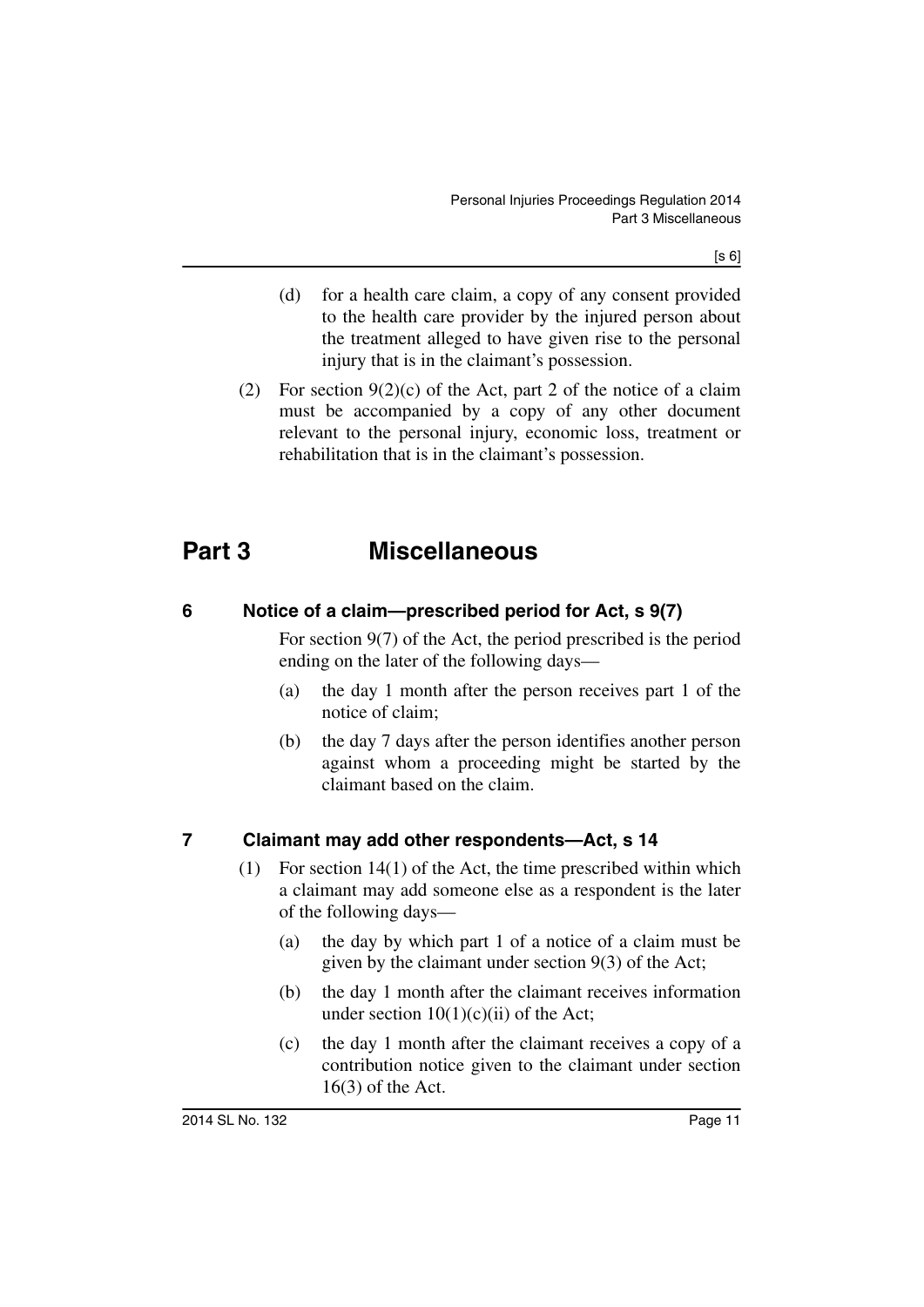(d) for a health care claim, a copy of any consent provided to the health care provider by the injured person about the treatment alleged to have given rise to the personal injury that is in the claimant's possession.

(2) For section 9(2)(c) of the Act, part 2 of the notice of a claim must be accompanied by a copy of any other document relevant to the personal injury, economic loss, treatment or rehabilitation that is in the claimant's possession.

# Part 3 Miscellaneous

## 6 Notice of a claim—prescribed period for Act, s 9(7)

For section 9(7) of the Act, the period prescribed is the period ending on the later of the following days—

(a) the day 1 month after the person receives part 1 of the notice of claim;

(b) the day 7 days after the person identifies another person against whom a proceeding might be started by the claimant based on the claim.

## 7 Claimant may add other respondents—Act, s 14

(1) For section 14(1) of the Act, the time prescribed within which a claimant may add someone else as a respondent is the later of the following days—

(a) the day by which part 1 of a notice of a claim must be given by the claimant under section 9(3) of the Act;

(b) the day 1 month after the claimant receives information under section 10(1)(c)(ii) of the Act;

(c) the day 1 month after the claimant receives a copy of a contribution notice given to the claimant under section 16(3) of the Act.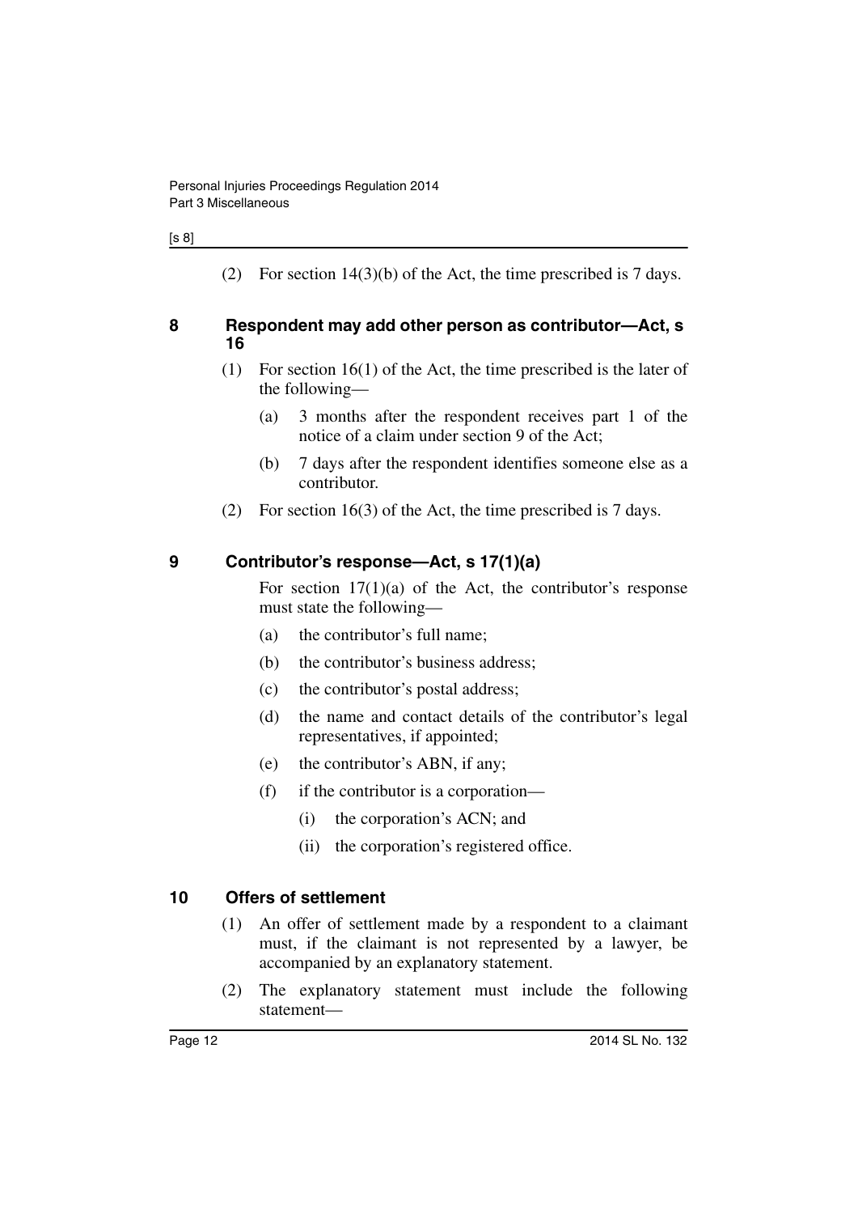(2) For section 14(3)(b) of the Act, the time prescribed is 7 days.

## 8 Respondent may add other person as contributor—Act, s 16

(1) For section 16(1) of the Act, the time prescribed is the later of the following—

(a) 3 months after the respondent receives part 1 of the notice of a claim under section 9 of the Act;

(b) 7 days after the respondent identifies someone else as a contributor.

(2) For section 16(3) of the Act, the time prescribed is 7 days.

## 9 Contributor's response—Act, s 17(1)(a)

For section 17(1)(a) of the Act, the contributor's response must state the following—

(a) the contributor's full name;

(b) the contributor's business address;

(c) the contributor's postal address;

(d) the name and contact details of the contributor's legal representatives, if appointed;

(e) the contributor's ABN, if any;

(f) if the contributor is a corporation—

(i) the corporation's ACN; and

(ii) the corporation's registered office.

## 10 Offers of settlement

(1) An offer of settlement made by a respondent to a claimant must, if the claimant is not represented by a lawyer, be accompanied by an explanatory statement.

(2) The explanatory statement must include the following statement—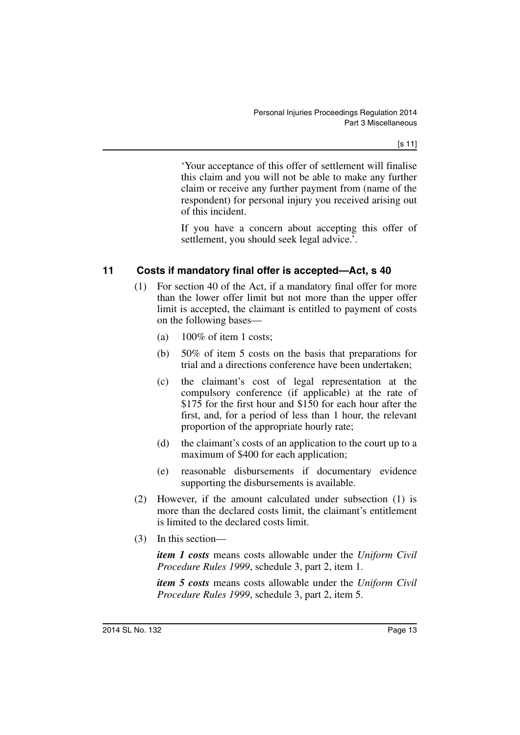'Your acceptance of this offer of settlement will finalise this claim and you will not be able to make any further claim or receive any further payment from (name of the respondent) for personal injury you received arising out of this incident.

If you have a concern about accepting this offer of settlement, you should seek legal advice.'.

## 11 Costs if mandatory final offer is accepted—Act, s 40

(1) For section 40 of the Act, if a mandatory final offer for more than the lower offer limit but not more than the upper offer limit is accepted, the claimant is entitled to payment of costs on the following bases—

(a) 100% of item 1 costs;

(b) 50% of item 5 costs on the basis that preparations for trial and a directions conference have been undertaken;

(c) the claimant's cost of legal representation at the compulsory conference (if applicable) at the rate of $175 for the first hour and $150 for each hour after the first, and, for a period of less than 1 hour, the relevant proportion of the appropriate hourly rate;

(d) the claimant's costs of an application to the court up to a maximum of $400 for each application;

(e) reasonable disbursements if documentary evidence supporting the disbursements is available.

(2) However, if the amount calculated under subsection (1) is more than the declared costs limit, the claimant's entitlement is limited to the declared costs limit.

(3) In this section—

***item 1 costs*** means costs allowable under the *Uniform Civil Procedure Rules 1999*, schedule 3, part 2, item 1.

***item 5 costs*** means costs allowable under the *Uniform Civil Procedure Rules 1999*, schedule 3, part 2, item 5.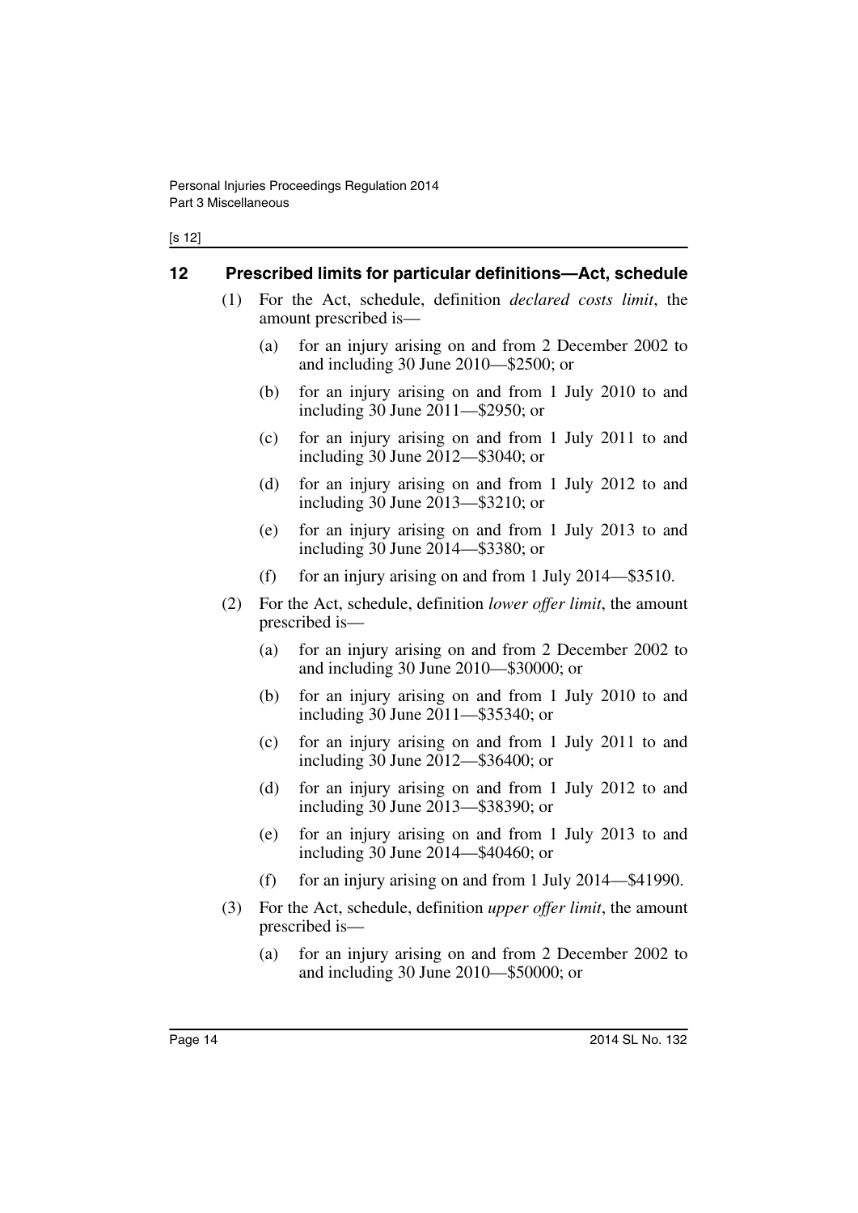## 12 Prescribed limits for particular definitions—Act, schedule

(1) For the Act, schedule, definition *declared costs limit*, the amount prescribed is—

(a) for an injury arising on and from 2 December 2002 to and including 30 June 2010—$2500; or

(b) for an injury arising on and from 1 July 2010 to and including 30 June 2011—$2950; or

(c) for an injury arising on and from 1 July 2011 to and including 30 June 2012—$3040; or

(d) for an injury arising on and from 1 July 2012 to and including 30 June 2013—$3210; or

(e) for an injury arising on and from 1 July 2013 to and including 30 June 2014—$3380; or

(f) for an injury arising on and from 1 July 2014—$3510.

(2) For the Act, schedule, definition *lower offer limit*, the amount prescribed is—

(a) for an injury arising on and from 2 December 2002 to and including 30 June 2010—$30000; or

(b) for an injury arising on and from 1 July 2010 to and including 30 June 2011—$35340; or

(c) for an injury arising on and from 1 July 2011 to and including 30 June 2012—$36400; or

(d) for an injury arising on and from 1 July 2012 to and including 30 June 2013—$38390; or

(e) for an injury arising on and from 1 July 2013 to and including 30 June 2014—$40460; or

(f) for an injury arising on and from 1 July 2014—$41990.

(3) For the Act, schedule, definition *upper offer limit*, the amount prescribed is—

(a) for an injury arising on and from 2 December 2002 to and including 30 June 2010—$50000; or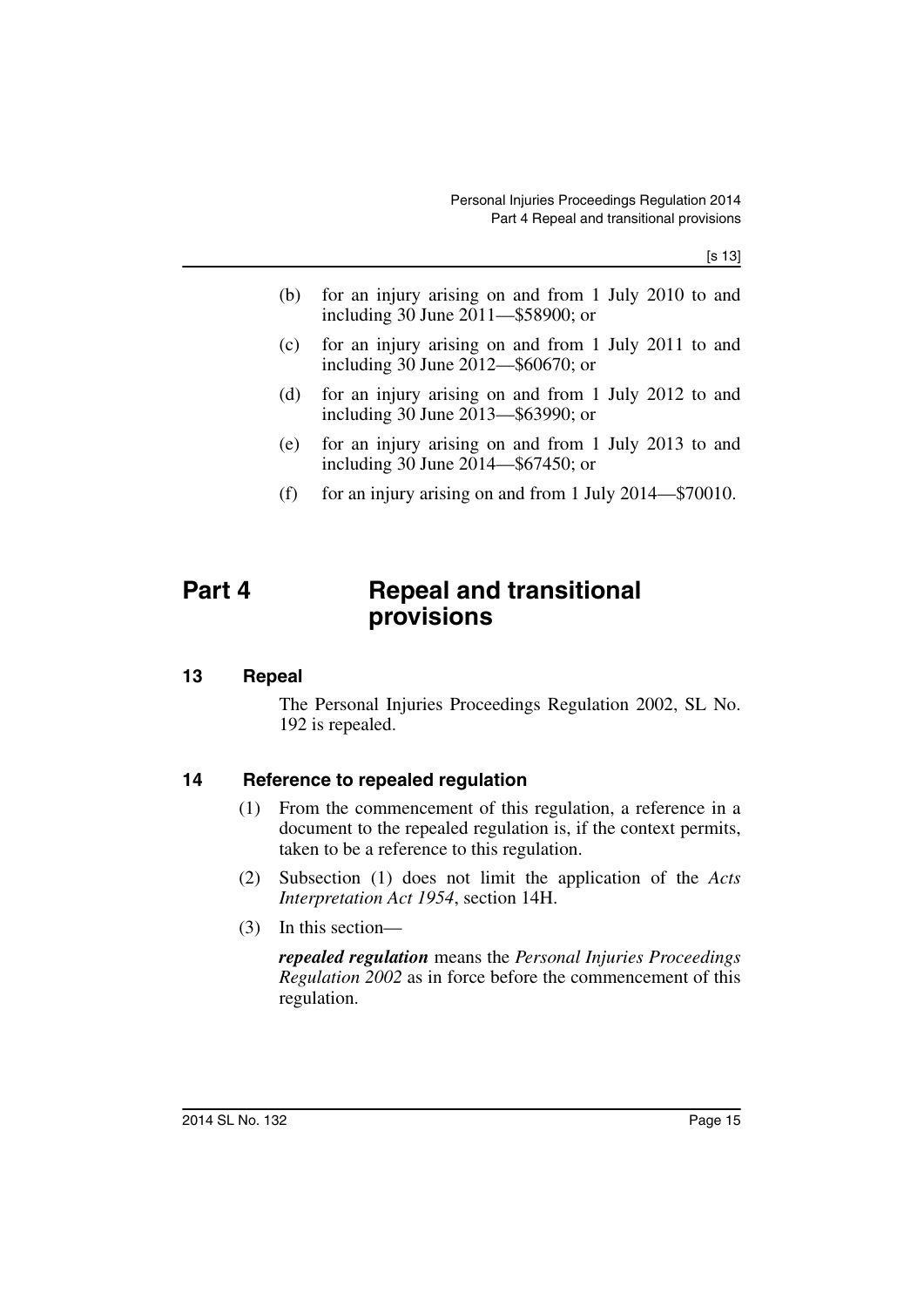(b) for an injury arising on and from 1 July 2010 to and including 30 June 2011—$58900; or

(c) for an injury arising on and from 1 July 2011 to and including 30 June 2012—$60670; or

(d) for an injury arising on and from 1 July 2012 to and including 30 June 2013—$63990; or

(e) for an injury arising on and from 1 July 2013 to and including 30 June 2014—$67450; or

(f) for an injury arising on and from 1 July 2014—$70010.

# Part 4 Repeal and transitional provisions

## 13 Repeal

The Personal Injuries Proceedings Regulation 2002, SL No. 192 is repealed.

## 14 Reference to repealed regulation

(1) From the commencement of this regulation, a reference in a document to the repealed regulation is, if the context permits, taken to be a reference to this regulation.

(2) Subsection (1) does not limit the application of the *Acts Interpretation Act 1954*, section 14H.

(3) In this section—

***repealed regulation*** means the *Personal Injuries Proceedings Regulation 2002* as in force before the commencement of this regulation.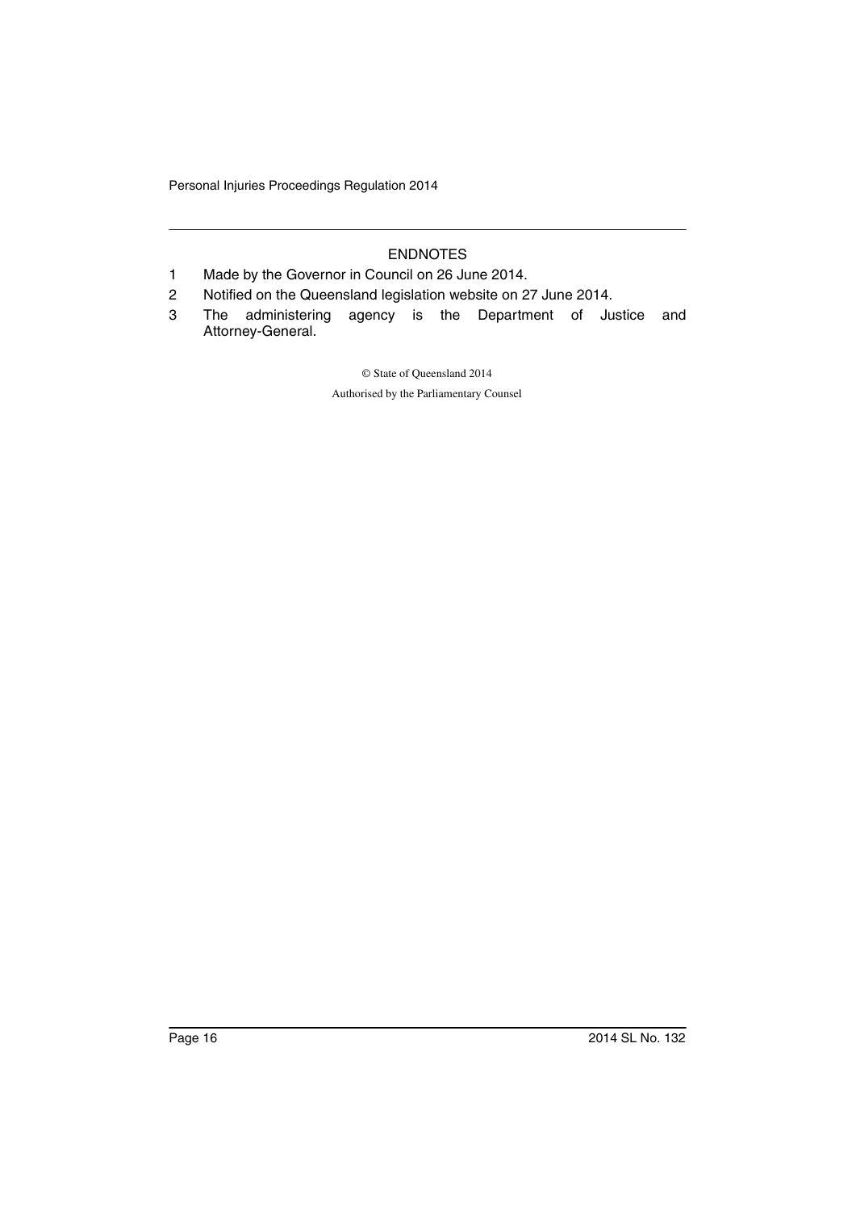## ENDNOTES

1 Made by the Governor in Council on 26 June 2014.

2 Notified on the Queensland legislation website on 27 June 2014.

3 The administering agency is the Department of Justice and Attorney-General.

© State of Queensland 2014

Authorised by the Parliamentary Counsel